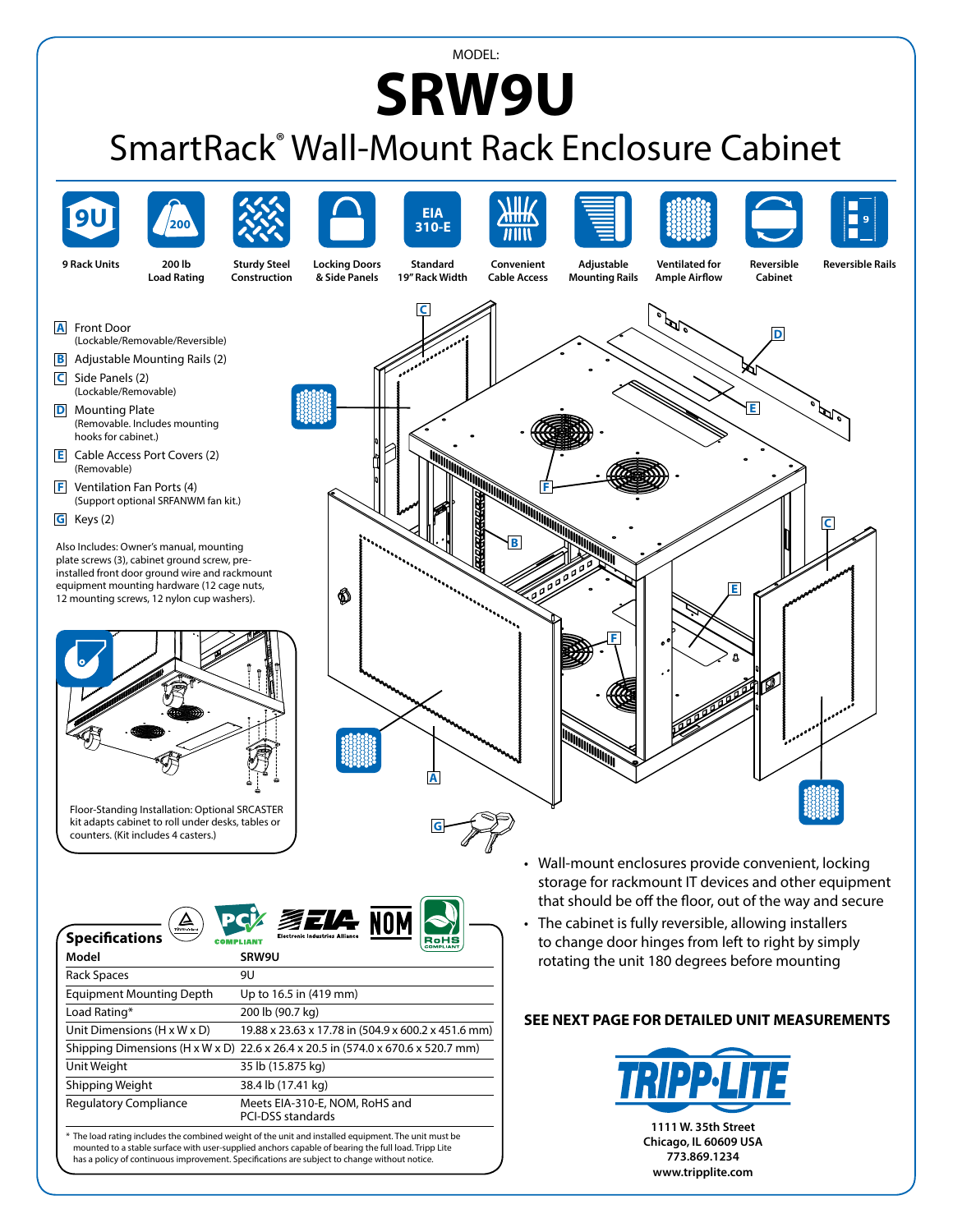MODEL:

# SRW9U

## SmartRack® Wall-Mount Rack Enclosure Cabinet

9 Rack Units | 200 lb Load Rating | Sturdy Steel Construction | Locking Doors & Side Panels | Standard 19" Rack Width | Convenient Cable Access | Adjustable Mounting Rails | Ventilated for Ample Airflow | Reversible Cabinet | Reversible Rails

- **A** Front Door (Lockable/Removable/Reversible)
- **B** Adjustable Mounting Rails (2)
- **C** Side Panels (2) (Lockable/Removable)
- **D** Mounting Plate (Removable. Includes mounting hooks for cabinet.)
- **E** Cable Access Port Covers (2) (Removable)
- **F** Ventilation Fan Ports (4) (Support optional SRFANWM fan kit.)
- **G** Keys (2)

Also Includes: Owner's manual, mounting plate screws (3), cabinet ground screw, pre-installed front door ground wire and rackmount equipment mounting hardware (12 cage nuts, 12 mounting screws, 12 nylon cup washers).

Floor-Standing Installation: Optional SRCASTER kit adapts cabinet to roll under desks, tables or counters. (Kit includes 4 casters.)

- Wall-mount enclosures provide convenient, locking storage for rackmount IT devices and other equipment that should be off the floor, out of the way and secure
- The cabinet is fully reversible, allowing installers to change door hinges from left to right by simply rotating the unit 180 degrees before mounting

### Specifications

| Model | SRW9U |
|---|---|
| Rack Spaces | 9U |
| Equipment Mounting Depth | Up to 16.5 in (419 mm) |
| Load Rating* | 200 lb (90.7 kg) |
| Unit Dimensions (H x W x D) | 19.88 x 23.63 x 17.78 in (504.9 x 600.2 x 451.6 mm) |
| Shipping Dimensions (H x W x D) | 22.6 x 26.4 x 20.5 in (574.0 x 670.6 x 520.7 mm) |
| Unit Weight | 35 lb (15.875 kg) |
| Shipping Weight | 38.4 lb (17.41 kg) |
| Regulatory Compliance | Meets EIA-310-E, NOM, RoHS and PCI-DSS standards |

* The load rating includes the combined weight of the unit and installed equipment. The unit must be mounted to a stable surface with user-supplied anchors capable of bearing the full load. Tripp Lite has a policy of continuous improvement. Specifications are subject to change without notice.

**SEE NEXT PAGE FOR DETAILED UNIT MEASUREMENTS**

**TRIPP·LITE**

1111 W. 35th Street
Chicago, IL 60609 USA
773.869.1234
www.tripplite.com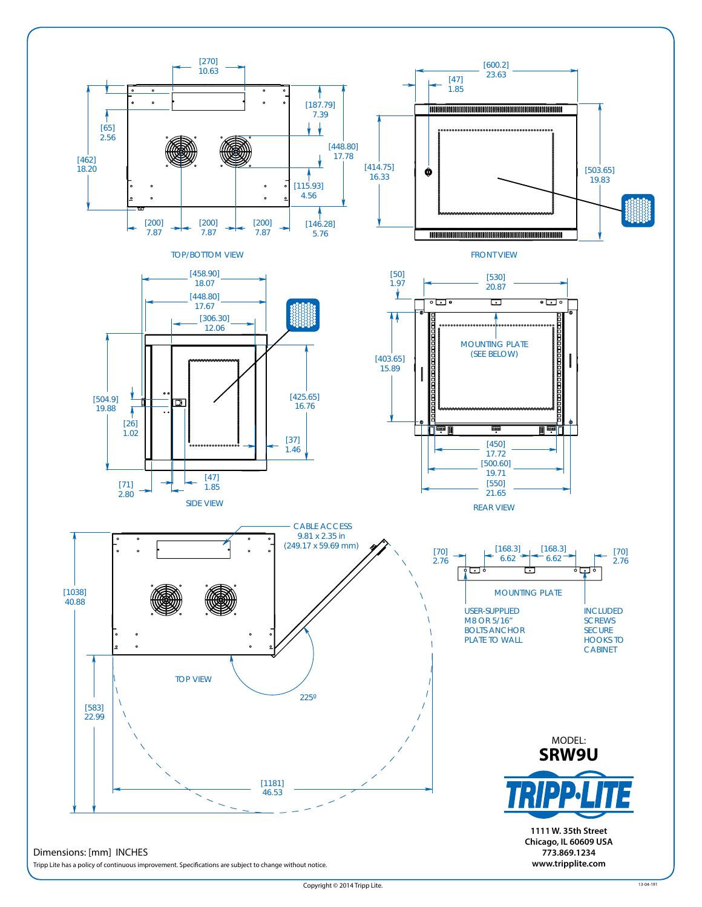# TOP/BOTTOM VIEW

[270] 10.63

[187.79] 7.39

[65] 2.56

[448.80] 17.78

[462] 18.20

[115.93] 4.56

[200] 7.87 | [200] 7.87 | [200] 7.87

[146.28] 5.76

# FRONT VIEW

[600.2] 23.63

[47] 1.85

[414.75] 16.33

[503.65] 19.83

# SIDE VIEW

[458.90] 18.07

[448.80] 17.67

[306.30] 12.06

[504.9] 19.88

[425.65] 16.76

[26] 1.02

[37] 1.46

[71] 2.80

[47] 1.85

# REAR VIEW

[50] 1.97

[530] 20.87

MOUNTING PLATE (SEE BELOW)

[403.65] 15.89

[450] 17.72

[500.60] 19.71

[550] 21.65

# TOP VIEW

CABLE ACCESS 9.81 x 2.35 in (249.17 x 59.69 mm)

[1038] 40.88

225º

[583] 22.99

[1181] 46.53

# MOUNTING PLATE

[70] 2.76 | [168.3] 6.62 | [168.3] 6.62 | [70] 2.76

USER-SUPPLIED M8 OR 5/16" BOLTS ANCHOR PLATE TO WALL

INCLUDED SCREWS SECURE HOOKS TO CABINET

MODEL:
**SRW9U**

TRIPP·LITE

**1111 W. 35th Street**
**Chicago, IL 60609 USA**
**773.869.1234**
**www.tripplite.com**

Dimensions: [mm] INCHES

Tripp Lite has a policy of continuous improvement. Specifications are subject to change without notice.

Copyright © 2014 Tripp Lite.

13-04-191